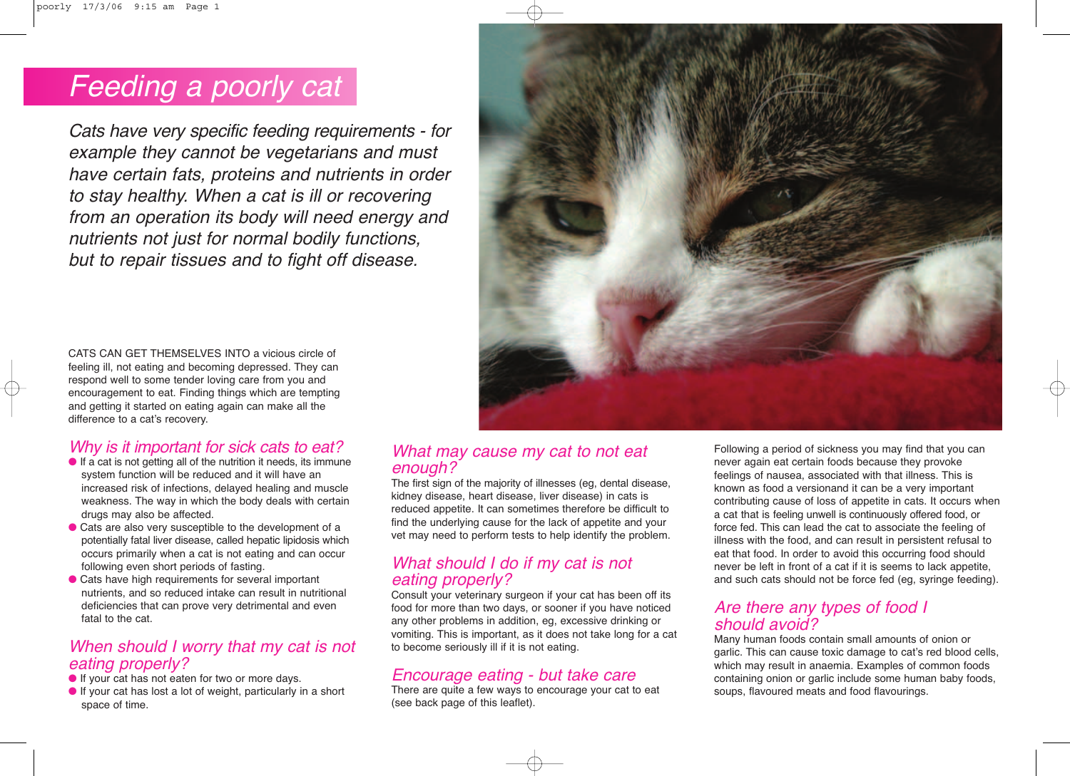# Feeding a poorly cat

*Cats have very specific feeding requirements - for example they cannot be vegetarians and must have certain fats, proteins and nutrients in order to stay healthy. When a cat is ill or recovering from an operation its body will need energy and nutrients not just for normal bodily functions, but to repair tissues and to fight off disease.*

CATS CAN GET THEMSELVES INTO a vicious circle of feeling ill, not eating and becoming depressed. They can respond well to some tender loving care from you and encouragement to eat. Finding things which are tempting and getting it started on eating again can make all the difference to a cat's recovery.

## Why is it important for sick cats to eat?

- If a cat is not getting all of the nutrition it needs, its immune system function will be reduced and it will have an increased risk of infections, delayed healing and muscle weakness. The way in which the body deals with certain drugs may also be affected.
- Cats are also very susceptible to the development of a potentially fatal liver disease, called hepatic lipidosis which occurs primarily when a cat is not eating and can occur following even short periods of fasting.
- Cats have high requirements for several important nutrients, and so reduced intake can result in nutritional deficiencies that can prove very detrimental and even fatal to the cat.

## When should I worry that my cat is not eating properly?

- If your cat has not eaten for two or more days.
- If your cat has lost a lot of weight, particularly in a short space of time.

## What may cause my cat to not eat enough?

The first sign of the majority of illnesses (eg, dental disease, kidney disease, heart disease, liver disease) in cats is reduced appetite. It can sometimes therefore be difficult to find the underlying cause for the lack of appetite and your vet may need to perform tests to help identify the problem.

## What should I do if my cat is not eating properly?

Consult your veterinary surgeon if your cat has been off its food for more than two days, or sooner if you have noticed any other problems in addition, eg, excessive drinking or vomiting. This is important, as it does not take long for a cat to become seriously ill if it is not eating.

## Encourage eating - but take care

There are quite a few ways to encourage your cat to eat (see back page of this leaflet).

Following a period of sickness you may find that you can never again eat certain foods because they provoke feelings of nausea, associated with that illness. This is known as food a versionand it can be a very important contributing cause of loss of appetite in cats. It occurs when a cat that is feeling unwell is continuously offered food, or force fed. This can lead the cat to associate the feeling of illness with the food, and can result in persistent refusal to eat that food. In order to avoid this occurring food should never be left in front of a cat if it is seems to lack appetite, and such cats should not be force fed (eg, syringe feeding).

## Are there any types of food I should avoid?

Many human foods contain small amounts of onion or garlic. This can cause toxic damage to cat's red blood cells, which may result in anaemia. Examples of common foods containing onion or garlic include some human baby foods, soups, flavoured meats and food flavourings.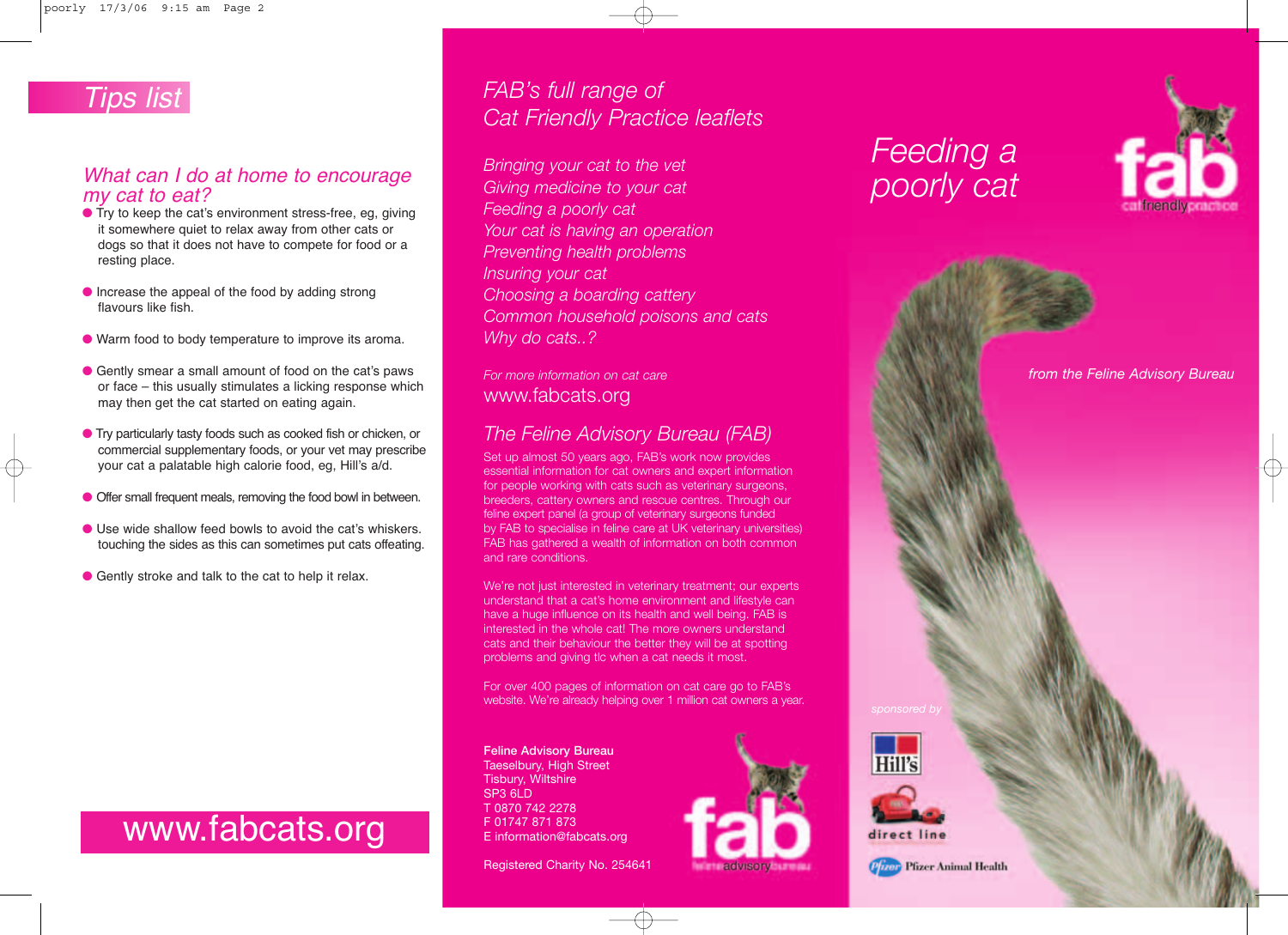# Tips list

## What can I do at home to encourage my cat to eat?

- Try to keep the cat's environment stress-free, eg, giving it somewhere quiet to relax away from other cats or dogs so that it does not have to compete for food or a resting place.
- Increase the appeal of the food by adding strong flavours like fish.
- Warm food to body temperature to improve its aroma.
- Gently smear a small amount of food on the cat's paws or face – this usually stimulates a licking response which may then get the cat started on eating again.
- Try particularly tasty foods such as cooked fish or chicken, or commercial supplementary foods, or your vet may prescribe your cat a palatable high calorie food, eg, Hill's a/d.
- Offer small frequent meals, removing the food bowl in between.
- Use wide shallow feed bowls to avoid the cat's whiskers touching the sides as this can sometimes put cats offeating.
- Gently stroke and talk to the cat to help it relax.

www.fabcats.org

## FAB's full range of Cat Friendly Practice leaflets

*Bringing your cat to the vet*
*Giving medicine to your cat*
*Feeding a poorly cat*
*Your cat is having an operation*
*Preventing health problems*
*Insuring your cat*
*Choosing a boarding cattery*
*Common household poisons and cats*
*Why do cats..?*

*For more information on cat care*
www.fabcats.org

## The Feline Advisory Bureau (FAB)

Set up almost 50 years ago, FAB's work now provides essential information for cat owners and expert information for people working with cats such as veterinary surgeons, breeders, cattery owners and rescue centres. Through our feline expert panel (a group of veterinary surgeons funded by FAB to specialise in feline care at UK veterinary universities) FAB has gathered a wealth of information on both common and rare conditions.

We're not just interested in veterinary treatment; our experts understand that a cat's home environment and lifestyle can have a huge influence on its health and well being. FAB is interested in the whole cat! The more owners understand cats and their behaviour the better they will be at spotting problems and giving tlc when a cat needs it most.

For over 400 pages of information on cat care go to FAB's website. We're already helping over 1 million cat owners a year.

**Feline Advisory Bureau**
Taeselbury, High Street
Tisbury, Wiltshire
SP3 6LD
T 0870 742 2278
F 01747 871 873
E information@fabcats.org

Registered Charity No. 254641

fab feline advisory bureau

# Feeding a poorly cat

fab catfriendlypractice

*from the Feline Advisory Bureau*

*sponsored by*

Hill's
direct line
Pfizer Animal Health